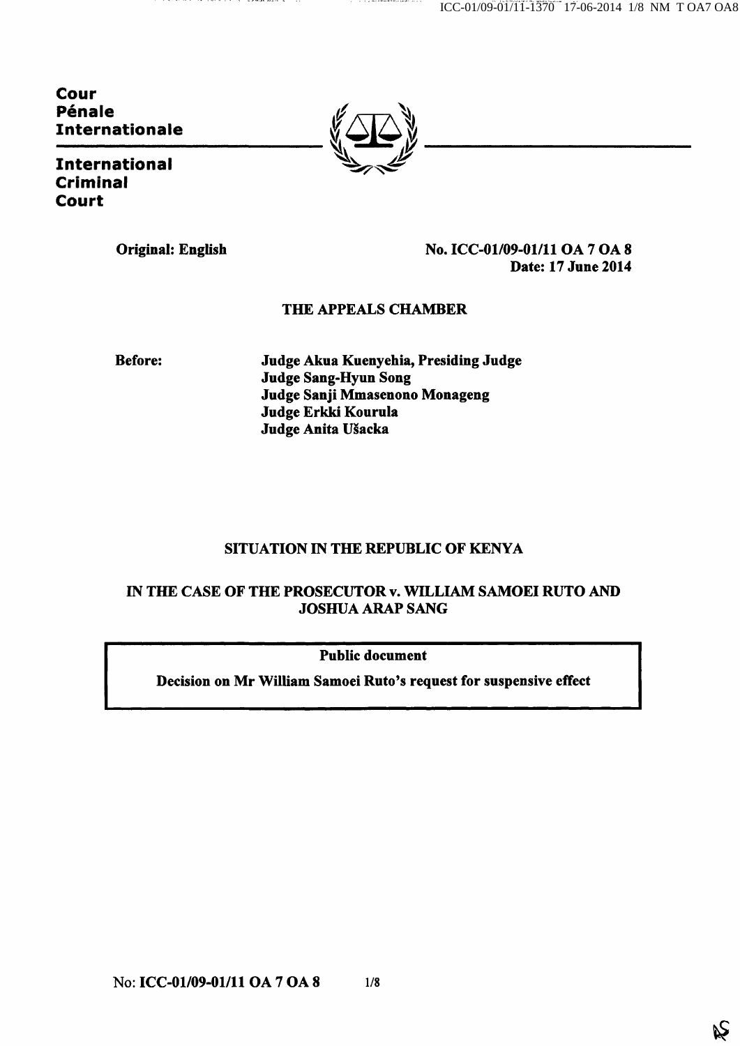**Cour Pénale Internationale**

**International Criminal Court**

**Original: English**

**No. ICC-01/09-01/11 OA 7 OA 8**
**Date: 17 June 2014**

**THE APPEALS CHAMBER**

**Before:**

**Judge Akua Kuenyehia, Presiding Judge**
**Judge Sang-Hyun Song**
**Judge Sanji Mmasenono Monageng**
**Judge Erkki Kourula**
**Judge Anita Ušacka**

**SITUATION IN THE REPUBLIC OF KENYA**

**IN THE CASE OF THE PROSECUTOR v. WILLIAM SAMOEI RUTO AND JOSHUA ARAP SANG**

**Public document**

**Decision on Mr William Samoei Ruto's request for suspensive effect**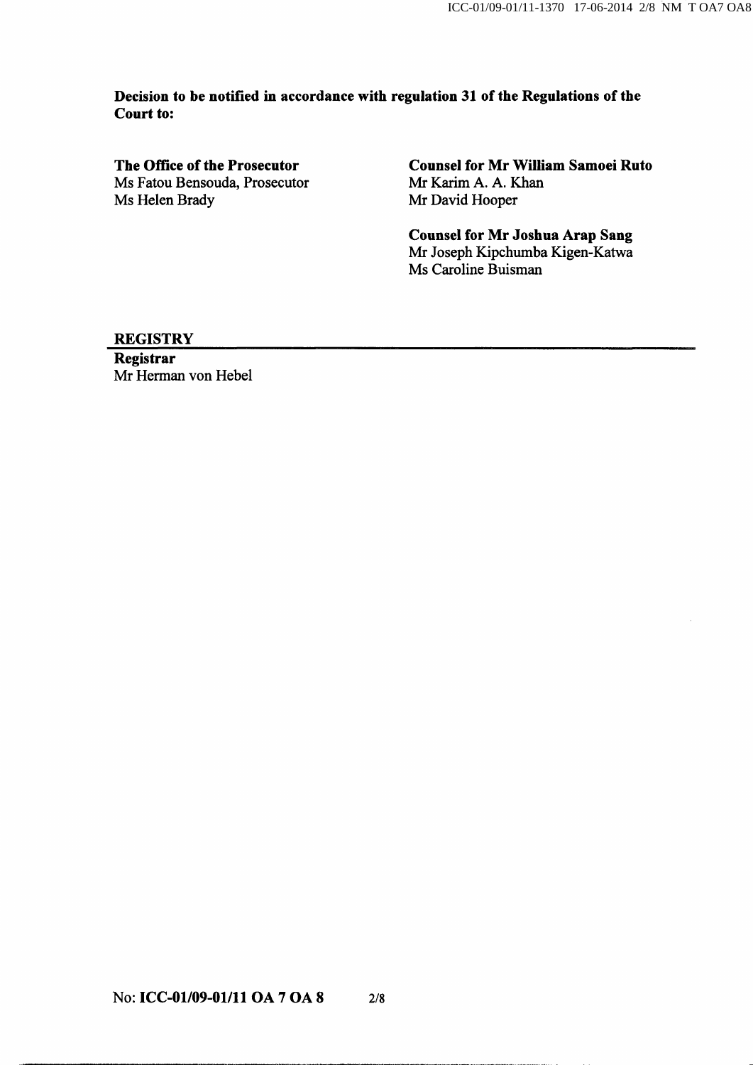**Decision to be notified in accordance with regulation 31 of the Regulations of the Court to:**

**The Office of the Prosecutor**
Ms Fatou Bensouda, Prosecutor
Ms Helen Brady

**Counsel for Mr William Samoei Ruto**
Mr Karim A. A. Khan
Mr David Hooper

**Counsel for Mr Joshua Arap Sang**
Mr Joseph Kipchumba Kigen-Katwa
Ms Caroline Buisman

**REGISTRY**

**Registrar**
Mr Herman von Hebel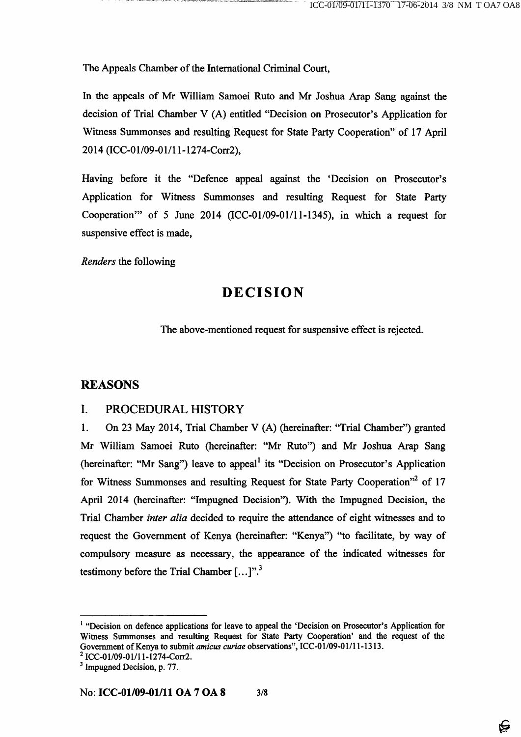The Appeals Chamber of the International Criminal Court,

In the appeals of Mr William Samoei Ruto and Mr Joshua Arap Sang against the decision of Trial Chamber V (A) entitled "Decision on Prosecutor's Application for Witness Summonses and resulting Request for State Party Cooperation" of 17 April 2014 (ICC-01/09-01/11-1274-Corr2),

Having before it the "Defence appeal against the 'Decision on Prosecutor's Application for Witness Summonses and resulting Request for State Party Cooperation'" of 5 June 2014 (ICC-01/09-01/11-1345), in which a request for suspensive effect is made,

*Renders* the following

# DECISION

The above-mentioned request for suspensive effect is rejected.

## REASONS

## I. PROCEDURAL HISTORY

1. On 23 May 2014, Trial Chamber V (A) (hereinafter: "Trial Chamber") granted Mr William Samoei Ruto (hereinafter: "Mr Ruto") and Mr Joshua Arap Sang (hereinafter: "Mr Sang") leave to appeal[1] its "Decision on Prosecutor's Application for Witness Summonses and resulting Request for State Party Cooperation"[2] of 17 April 2014 (hereinafter: "Impugned Decision"). With the Impugned Decision, the Trial Chamber *inter alia* decided to require the attendance of eight witnesses and to request the Government of Kenya (hereinafter: "Kenya") "to facilitate, by way of compulsory measure as necessary, the appearance of the indicated witnesses for testimony before the Trial Chamber [...]".[3]

---

[1] "Decision on defence applications for leave to appeal the 'Decision on Prosecutor's Application for Witness Summonses and resulting Request for State Party Cooperation' and the request of the Government of Kenya to submit *amicus curiae* observations", ICC-01/09-01/11-1313.

[2] ICC-01/09-01/11-1274-Corr2.

[3] Impugned Decision, p. 77.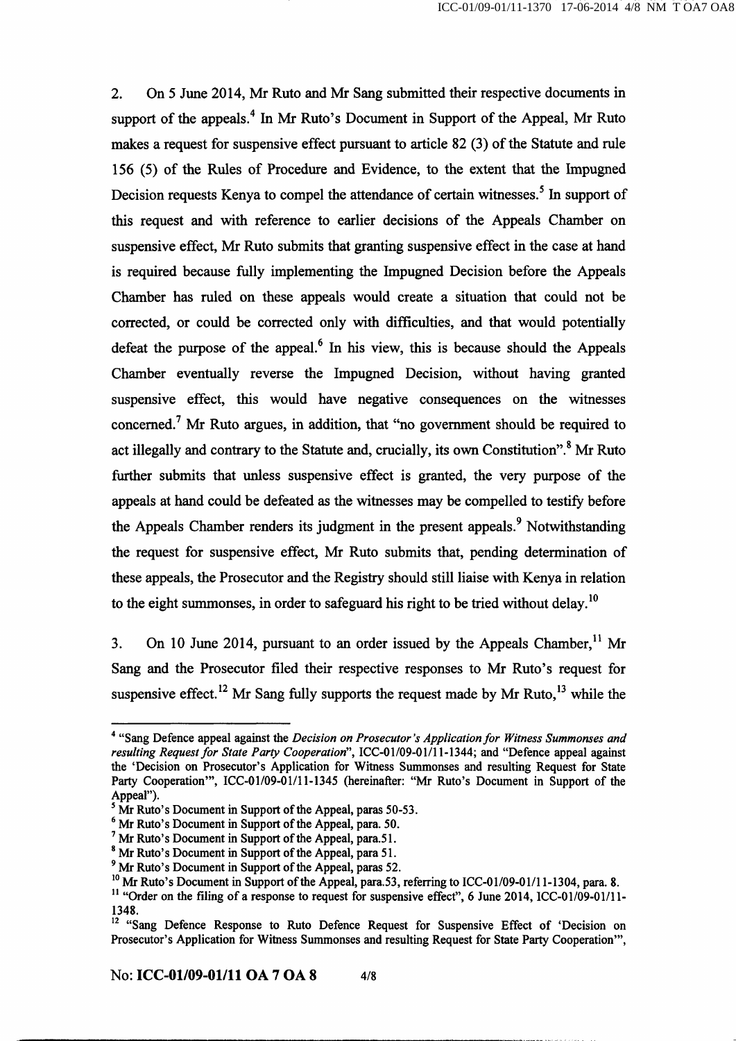2. On 5 June 2014, Mr Ruto and Mr Sang submitted their respective documents in support of the appeals.[4] In Mr Ruto's Document in Support of the Appeal, Mr Ruto makes a request for suspensive effect pursuant to article 82 (3) of the Statute and rule 156 (5) of the Rules of Procedure and Evidence, to the extent that the Impugned Decision requests Kenya to compel the attendance of certain witnesses.[5] In support of this request and with reference to earlier decisions of the Appeals Chamber on suspensive effect, Mr Ruto submits that granting suspensive effect in the case at hand is required because fully implementing the Impugned Decision before the Appeals Chamber has ruled on these appeals would create a situation that could not be corrected, or could be corrected only with difficulties, and that would potentially defeat the purpose of the appeal.[6] In his view, this is because should the Appeals Chamber eventually reverse the Impugned Decision, without having granted suspensive effect, this would have negative consequences on the witnesses concerned.[7] Mr Ruto argues, in addition, that "no government should be required to act illegally and contrary to the Statute and, crucially, its own Constitution".[8] Mr Ruto further submits that unless suspensive effect is granted, the very purpose of the appeals at hand could be defeated as the witnesses may be compelled to testify before the Appeals Chamber renders its judgment in the present appeals.[9] Notwithstanding the request for suspensive effect, Mr Ruto submits that, pending determination of these appeals, the Prosecutor and the Registry should still liaise with Kenya in relation to the eight summonses, in order to safeguard his right to be tried without delay.[10]

3. On 10 June 2014, pursuant to an order issued by the Appeals Chamber,[11] Mr Sang and the Prosecutor filed their respective responses to Mr Ruto's request for suspensive effect.[12] Mr Sang fully supports the request made by Mr Ruto,[13] while the

---

[4] "Sang Defence appeal against the *Decision on Prosecutor's Application for Witness Summonses and resulting Request for State Party Cooperation*", ICC-01/09-01/11-1344; and "Defence appeal against the 'Decision on Prosecutor's Application for Witness Summonses and resulting Request for State Party Cooperation'", ICC-01/09-01/11-1345 (hereinafter: "Mr Ruto's Document in Support of the Appeal").

[5] Mr Ruto's Document in Support of the Appeal, paras 50-53.

[6] Mr Ruto's Document in Support of the Appeal, para. 50.

[7] Mr Ruto's Document in Support of the Appeal, para.51.

[8] Mr Ruto's Document in Support of the Appeal, para 51.

[9] Mr Ruto's Document in Support of the Appeal, paras 52.

[10] Mr Ruto's Document in Support of the Appeal, para.53, referring to ICC-01/09-01/11-1304, para. 8.

[11] "Order on the filing of a response to request for suspensive effect", 6 June 2014, ICC-01/09-01/11-1348.

[12] "Sang Defence Response to Ruto Defence Request for Suspensive Effect of 'Decision on Prosecutor's Application for Witness Summonses and resulting Request for State Party Cooperation'",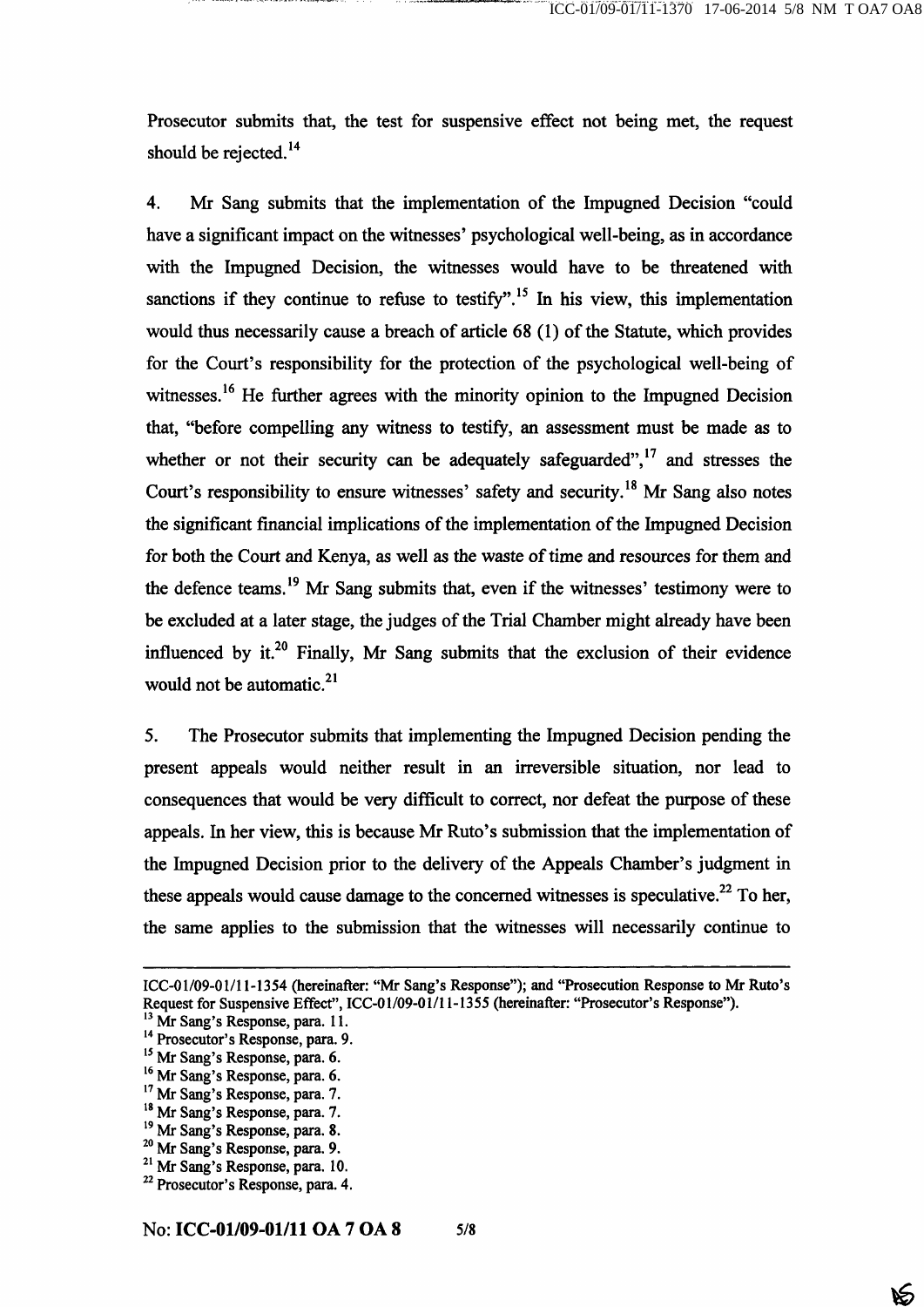Prosecutor submits that, the test for suspensive effect not being met, the request should be rejected.[14]

4. Mr Sang submits that the implementation of the Impugned Decision "could have a significant impact on the witnesses' psychological well-being, as in accordance with the Impugned Decision, the witnesses would have to be threatened with sanctions if they continue to refuse to testify".[15] In his view, this implementation would thus necessarily cause a breach of article 68 (1) of the Statute, which provides for the Court's responsibility for the protection of the psychological well-being of witnesses.[16] He further agrees with the minority opinion to the Impugned Decision that, "before compelling any witness to testify, an assessment must be made as to whether or not their security can be adequately safeguarded",[17] and stresses the Court's responsibility to ensure witnesses' safety and security.[18] Mr Sang also notes the significant financial implications of the implementation of the Impugned Decision for both the Court and Kenya, as well as the waste of time and resources for them and the defence teams.[19] Mr Sang submits that, even if the witnesses' testimony were to be excluded at a later stage, the judges of the Trial Chamber might already have been influenced by it.[20] Finally, Mr Sang submits that the exclusion of their evidence would not be automatic.[21]

5. The Prosecutor submits that implementing the Impugned Decision pending the present appeals would neither result in an irreversible situation, nor lead to consequences that would be very difficult to correct, nor defeat the purpose of these appeals. In her view, this is because Mr Ruto's submission that the implementation of the Impugned Decision prior to the delivery of the Appeals Chamber's judgment in these appeals would cause damage to the concerned witnesses is speculative.[22] To her, the same applies to the submission that the witnesses will necessarily continue to

---

ICC-01/09-01/11-1354 (hereinafter: "Mr Sang's Response"); and "Prosecution Response to Mr Ruto's Request for Suspensive Effect", ICC-01/09-01/11-1355 (hereinafter: "Prosecutor's Response").

[13] Mr Sang's Response, para. 11.

[14] Prosecutor's Response, para. 9.

[15] Mr Sang's Response, para. 6.

[16] Mr Sang's Response, para. 6.

[17] Mr Sang's Response, para. 7.

[18] Mr Sang's Response, para. 7.

[19] Mr Sang's Response, para. 8.

[20] Mr Sang's Response, para. 9.

[21] Mr Sang's Response, para. 10.

[22] Prosecutor's Response, para. 4.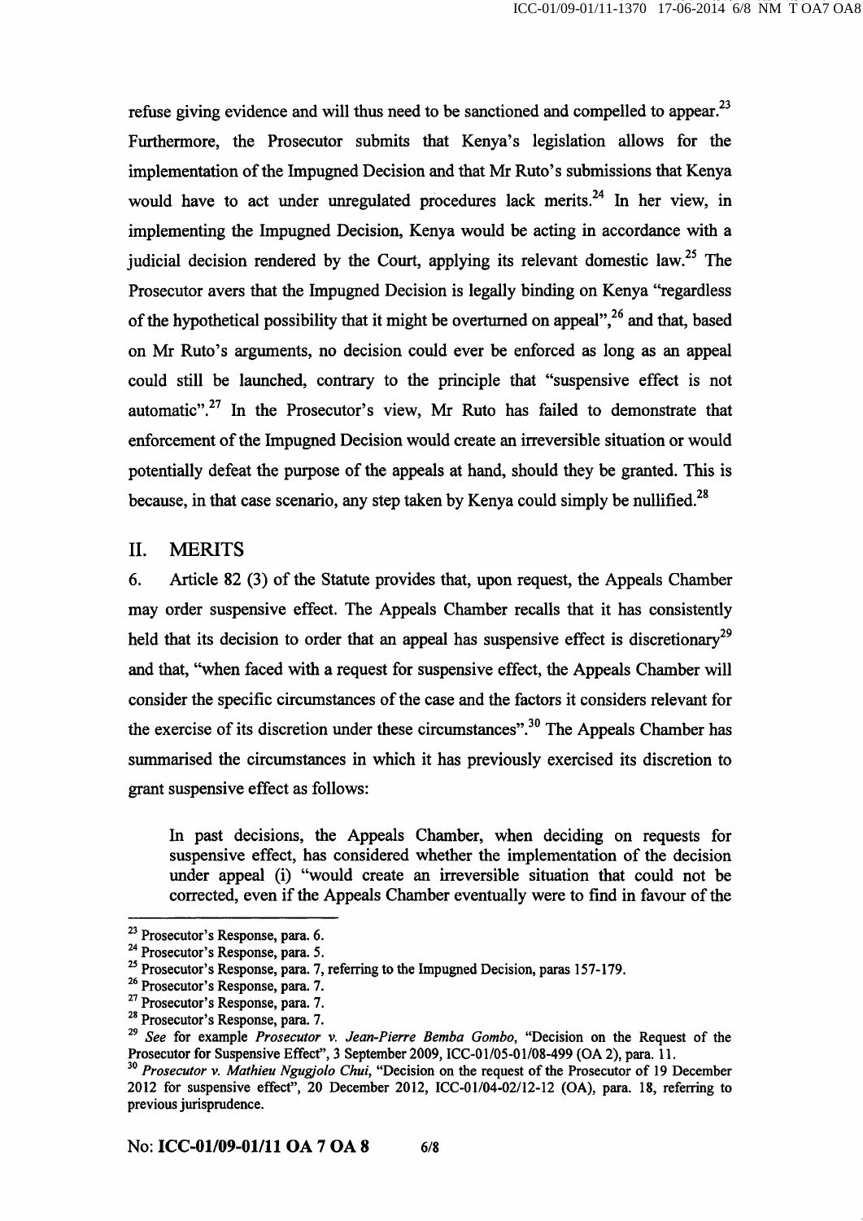refuse giving evidence and will thus need to be sanctioned and compelled to appear.[23] Furthermore, the Prosecutor submits that Kenya's legislation allows for the implementation of the Impugned Decision and that Mr Ruto's submissions that Kenya would have to act under unregulated procedures lack merits.[24] In her view, in implementing the Impugned Decision, Kenya would be acting in accordance with a judicial decision rendered by the Court, applying its relevant domestic law.[25] The Prosecutor avers that the Impugned Decision is legally binding on Kenya "regardless of the hypothetical possibility that it might be overturned on appeal",[26] and that, based on Mr Ruto's arguments, no decision could ever be enforced as long as an appeal could still be launched, contrary to the principle that "suspensive effect is not automatic".[27] In the Prosecutor's view, Mr Ruto has failed to demonstrate that enforcement of the Impugned Decision would create an irreversible situation or would potentially defeat the purpose of the appeals at hand, should they be granted. This is because, in that case scenario, any step taken by Kenya could simply be nullified.[28]

## II. MERITS

6. Article 82 (3) of the Statute provides that, upon request, the Appeals Chamber may order suspensive effect. The Appeals Chamber recalls that it has consistently held that its decision to order that an appeal has suspensive effect is discretionary[29] and that, "when faced with a request for suspensive effect, the Appeals Chamber will consider the specific circumstances of the case and the factors it considers relevant for the exercise of its discretion under these circumstances".[30] The Appeals Chamber has summarised the circumstances in which it has previously exercised its discretion to grant suspensive effect as follows:

> In past decisions, the Appeals Chamber, when deciding on requests for suspensive effect, has considered whether the implementation of the decision under appeal (i) "would create an irreversible situation that could not be corrected, even if the Appeals Chamber eventually were to find in favour of the

---

[23] Prosecutor's Response, para. 6.

[24] Prosecutor's Response, para. 5.

[25] Prosecutor's Response, para. 7, referring to the Impugned Decision, paras 157-179.

[26] Prosecutor's Response, para. 7.

[27] Prosecutor's Response, para. 7.

[28] Prosecutor's Response, para. 7.

[29] *See* for example *Prosecutor v. Jean-Pierre Bemba Gombo*, "Decision on the Request of the Prosecutor for Suspensive Effect", 3 September 2009, ICC-01/05-01/08-499 (OA 2), para. 11.

[30] *Prosecutor v. Mathieu Ngugjolo Chui*, "Decision on the request of the Prosecutor of 19 December 2012 for suspensive effect", 20 December 2012, ICC-01/04-02/12-12 (OA), para. 18, referring to previous jurisprudence.

No: **ICC-01/09-01/11 OA 7 OA 8**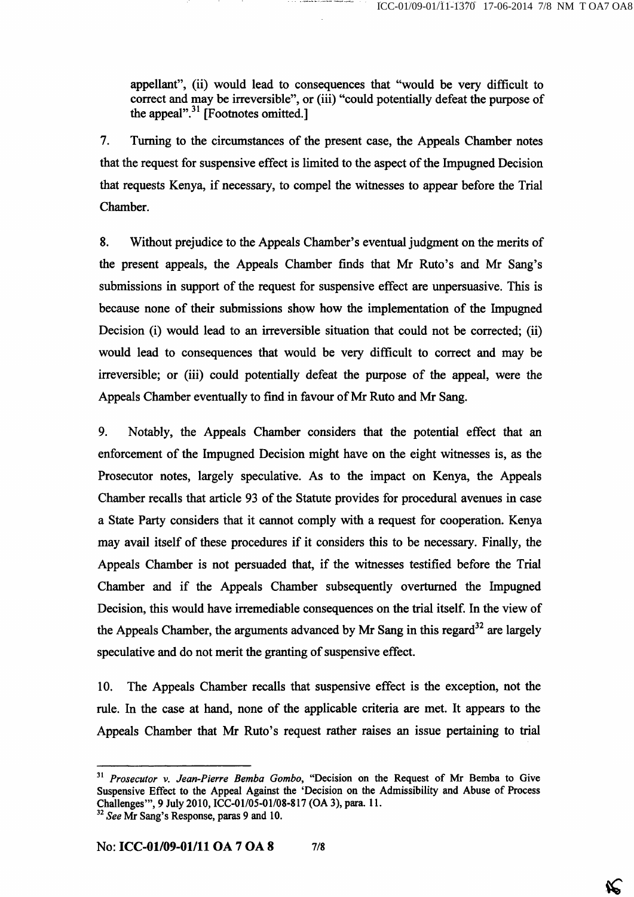appellant", (ii) would lead to consequences that "would be very difficult to correct and may be irreversible", or (iii) "could potentially defeat the purpose of the appeal".[31] [Footnotes omitted.]

7. Turning to the circumstances of the present case, the Appeals Chamber notes that the request for suspensive effect is limited to the aspect of the Impugned Decision that requests Kenya, if necessary, to compel the witnesses to appear before the Trial Chamber.

8. Without prejudice to the Appeals Chamber's eventual judgment on the merits of the present appeals, the Appeals Chamber finds that Mr Ruto's and Mr Sang's submissions in support of the request for suspensive effect are unpersuasive. This is because none of their submissions show how the implementation of the Impugned Decision (i) would lead to an irreversible situation that could not be corrected; (ii) would lead to consequences that would be very difficult to correct and may be irreversible; or (iii) could potentially defeat the purpose of the appeal, were the Appeals Chamber eventually to find in favour of Mr Ruto and Mr Sang.

9. Notably, the Appeals Chamber considers that the potential effect that an enforcement of the Impugned Decision might have on the eight witnesses is, as the Prosecutor notes, largely speculative. As to the impact on Kenya, the Appeals Chamber recalls that article 93 of the Statute provides for procedural avenues in case a State Party considers that it cannot comply with a request for cooperation. Kenya may avail itself of these procedures if it considers this to be necessary. Finally, the Appeals Chamber is not persuaded that, if the witnesses testified before the Trial Chamber and if the Appeals Chamber subsequently overturned the Impugned Decision, this would have irremediable consequences on the trial itself. In the view of the Appeals Chamber, the arguments advanced by Mr Sang in this regard[32] are largely speculative and do not merit the granting of suspensive effect.

10. The Appeals Chamber recalls that suspensive effect is the exception, not the rule. In the case at hand, none of the applicable criteria are met. It appears to the Appeals Chamber that Mr Ruto's request rather raises an issue pertaining to trial

---

[31] *Prosecutor v. Jean-Pierre Bemba Gombo*, "Decision on the Request of Mr Bemba to Give Suspensive Effect to the Appeal Against the 'Decision on the Admissibility and Abuse of Process Challenges'", 9 July 2010, ICC-01/05-01/08-817 (OA 3), para. 11.

[32] *See* Mr Sang's Response, paras 9 and 10.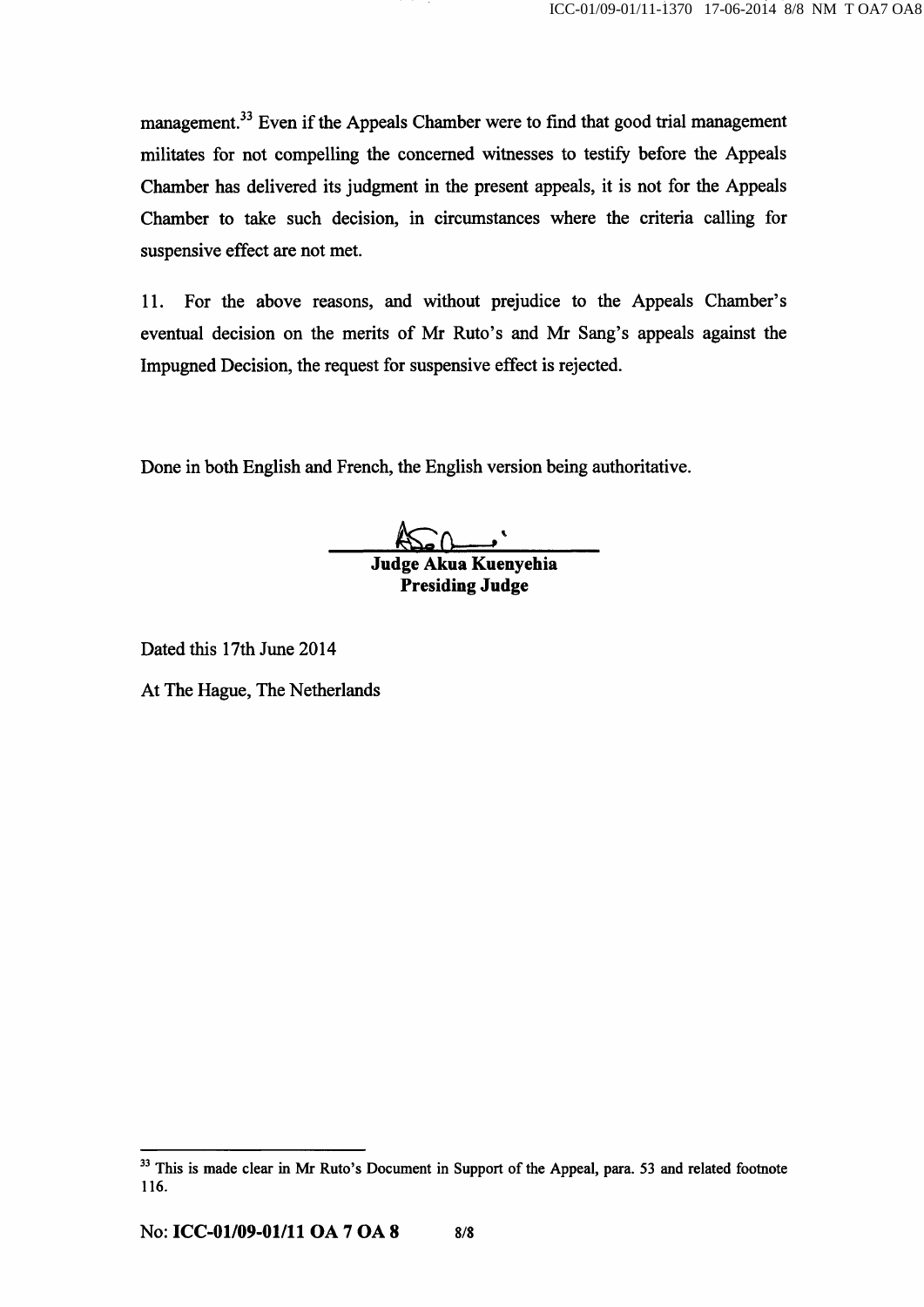management.[33] Even if the Appeals Chamber were to find that good trial management militates for not compelling the concerned witnesses to testify before the Appeals Chamber has delivered its judgment in the present appeals, it is not for the Appeals Chamber to take such decision, in circumstances where the criteria calling for suspensive effect are not met.

11. For the above reasons, and without prejudice to the Appeals Chamber's eventual decision on the merits of Mr Ruto's and Mr Sang's appeals against the Impugned Decision, the request for suspensive effect is rejected.

Done in both English and French, the English version being authoritative.

**Judge Akua Kuenyehia**
**Presiding Judge**

Dated this 17th June 2014

At The Hague, The Netherlands

---

[33] This is made clear in Mr Ruto's Document in Support of the Appeal, para. 53 and related footnote 116.

No: **ICC-01/09-01/11 OA 7 OA 8**